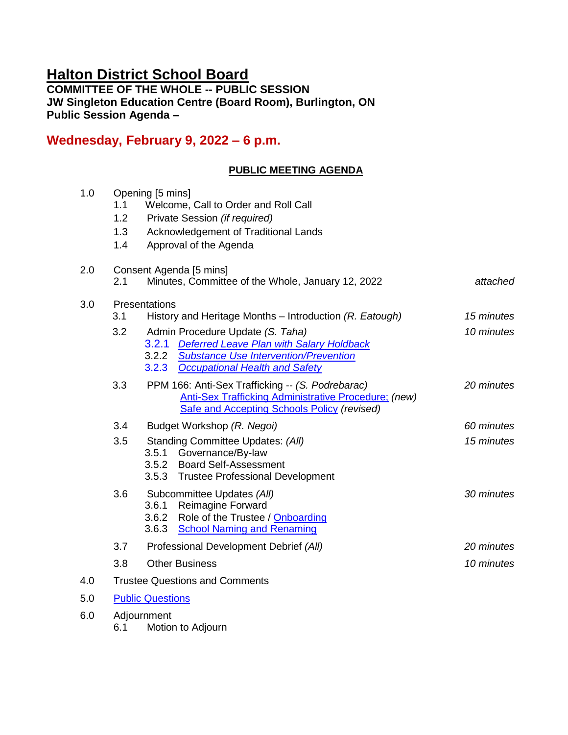# Halton District School Board

**COMMITTEE OF THE WHOLE -- PUBLIC SESSION**
**JW Singleton Education Centre (Board Room), Burlington, ON**
**Public Session Agenda –**

## Wednesday, February 9, 2022 – 6 p.m.

**PUBLIC MEETING AGENDA**

| | | |
|---|---|---|
| **1.0** | Opening [5 mins] | |
| 1.1 | Welcome, Call to Order and Roll Call | |
| 1.2 | Private Session *(if required)* | |
| 1.3 | Acknowledgement of Traditional Lands | |
| 1.4 | Approval of the Agenda | |
| **2.0** | Consent Agenda [5 mins] | |
| 2.1 | Minutes, Committee of the Whole, January 12, 2022 | *attached* |
| **3.0** | Presentations | |
| 3.1 | History and Heritage Months – Introduction *(R. Eatough)* | *15 minutes* |
| 3.2 | Admin Procedure Update *(S. Taha)* | *10 minutes* |
| 3.2.1 | *Deferred Leave Plan with Salary Holdback* | |
| 3.2.2 | *Substance Use Intervention/Prevention* | |
| 3.2.3 | *Occupational Health and Safety* | |
| 3.3 | PPM 166: Anti-Sex Trafficking -- *(S. Podrebarac)*<br>Anti-Sex Trafficking Administrative Procedure; *(new)*<br>Safe and Accepting Schools Policy *(revised)* | *20 minutes* |
| 3.4 | Budget Workshop *(R. Negoi)* | *60 minutes* |
| 3.5 | Standing Committee Updates: *(All)* | *15 minutes* |
| 3.5.1 | Governance/By-law | |
| 3.5.2 | Board Self-Assessment | |
| 3.5.3 | Trustee Professional Development | |
| 3.6 | Subcommittee Updates *(All)* | *30 minutes* |
| 3.6.1 | Reimagine Forward | |
| 3.6.2 | Role of the Trustee / Onboarding | |
| 3.6.3 | School Naming and Renaming | |
| 3.7 | Professional Development Debrief *(All)* | *20 minutes* |
| 3.8 | Other Business | *10 minutes* |
| **4.0** | Trustee Questions and Comments | |
| **5.0** | Public Questions | |
| **6.0** | Adjournment | |
| 6.1 | Motion to Adjourn | |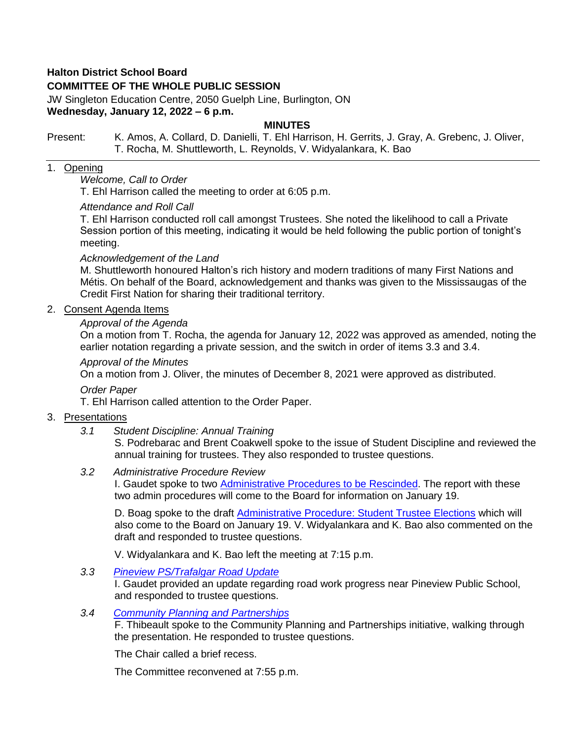**Halton District School Board**

**COMMITTEE OF THE WHOLE PUBLIC SESSION**

JW Singleton Education Centre, 2050 Guelph Line, Burlington, ON

**Wednesday, January 12, 2022 – 6 p.m.**

**MINUTES**

Present: K. Amos, A. Collard, D. Danielli, T. Ehl Harrison, H. Gerrits, J. Gray, A. Grebenc, J. Oliver, T. Rocha, M. Shuttleworth, L. Reynolds, V. Widyalankara, K. Bao

---

1. Opening

   *Welcome, Call to Order*

   T. Ehl Harrison called the meeting to order at 6:05 p.m.

   *Attendance and Roll Call*

   T. Ehl Harrison conducted roll call amongst Trustees. She noted the likelihood to call a Private Session portion of this meeting, indicating it would be held following the public portion of tonight's meeting.

   *Acknowledgement of the Land*

   M. Shuttleworth honoured Halton's rich history and modern traditions of many First Nations and Métis. On behalf of the Board, acknowledgement and thanks was given to the Mississaugas of the Credit First Nation for sharing their traditional territory.

2. Consent Agenda Items

   *Approval of the Agenda*

   On a motion from T. Rocha, the agenda for January 12, 2022 was approved as amended, noting the earlier notation regarding a private session, and the switch in order of items 3.3 and 3.4.

   *Approval of the Minutes*

   On a motion from J. Oliver, the minutes of December 8, 2021 were approved as distributed.

   *Order Paper*

   T. Ehl Harrison called attention to the Order Paper.

3. Presentations

   *3.1 Student Discipline: Annual Training*

   S. Podrebarac and Brent Coakwell spoke to the issue of Student Discipline and reviewed the annual training for trustees. They also responded to trustee questions.

   *3.2 Administrative Procedure Review*

   I. Gaudet spoke to two Administrative Procedures to be Rescinded. The report with these two admin procedures will come to the Board for information on January 19.

   D. Boag spoke to the draft Administrative Procedure: Student Trustee Elections which will also come to the Board on January 19. V. Widyalankara and K. Bao also commented on the draft and responded to trustee questions.

   V. Widyalankara and K. Bao left the meeting at 7:15 p.m.

   *3.3 Pineview PS/Trafalgar Road Update*

   I. Gaudet provided an update regarding road work progress near Pineview Public School, and responded to trustee questions.

   *3.4 Community Planning and Partnerships*

   F. Thibeault spoke to the Community Planning and Partnerships initiative, walking through the presentation. He responded to trustee questions.

   The Chair called a brief recess.

   The Committee reconvened at 7:55 p.m.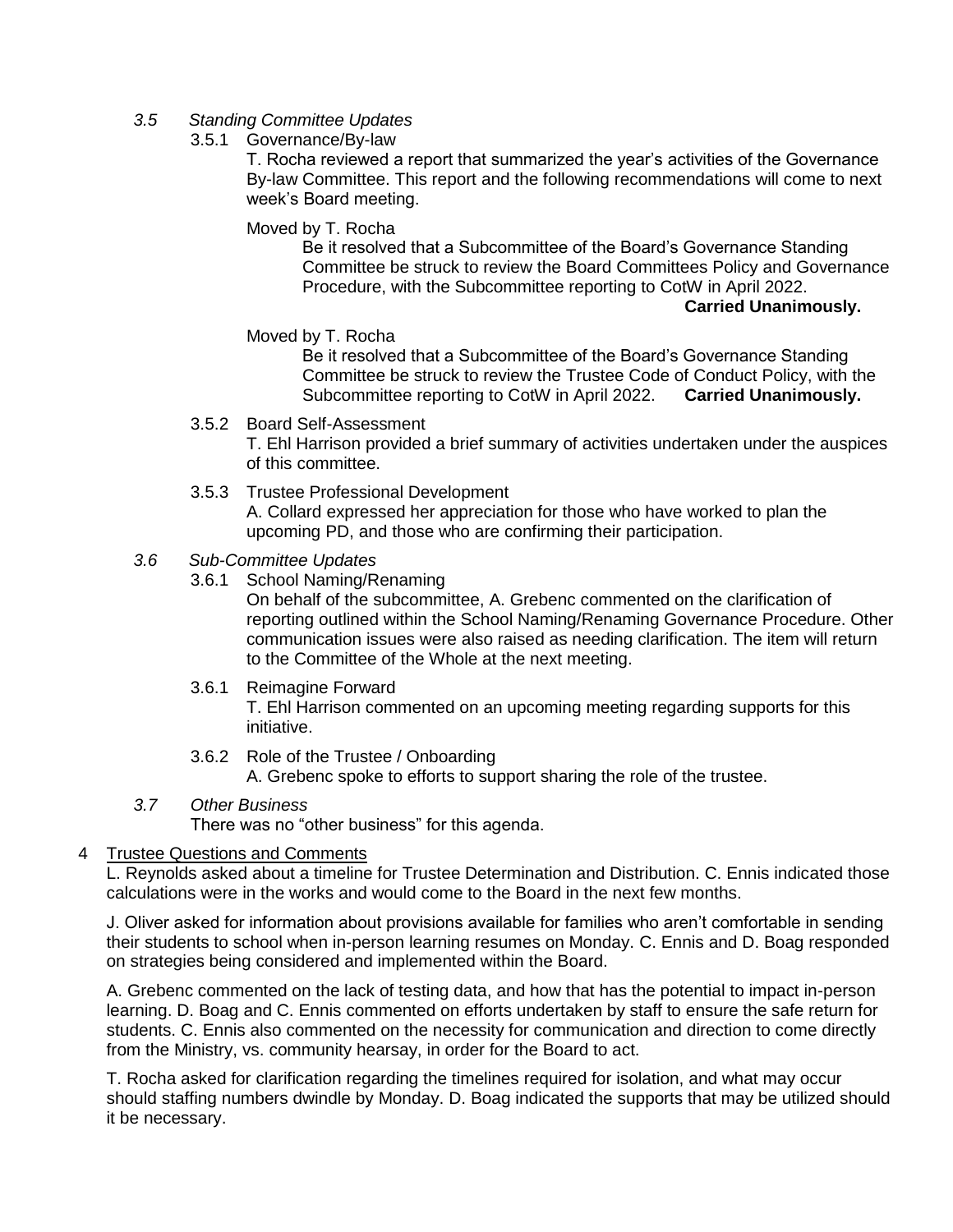*3.5 Standing Committee Updates*

3.5.1 Governance/By-law

T. Rocha reviewed a report that summarized the year's activities of the Governance By-law Committee. This report and the following recommendations will come to next week's Board meeting.

Moved by T. Rocha

Be it resolved that a Subcommittee of the Board's Governance Standing Committee be struck to review the Board Committees Policy and Governance Procedure, with the Subcommittee reporting to CotW in April 2022.

**Carried Unanimously.**

Moved by T. Rocha

Be it resolved that a Subcommittee of the Board's Governance Standing Committee be struck to review the Trustee Code of Conduct Policy, with the Subcommittee reporting to CotW in April 2022. **Carried Unanimously.**

3.5.2 Board Self-Assessment

T. Ehl Harrison provided a brief summary of activities undertaken under the auspices of this committee.

3.5.3 Trustee Professional Development

A. Collard expressed her appreciation for those who have worked to plan the upcoming PD, and those who are confirming their participation.

*3.6 Sub-Committee Updates*

3.6.1 School Naming/Renaming

On behalf of the subcommittee, A. Grebenc commented on the clarification of reporting outlined within the School Naming/Renaming Governance Procedure. Other communication issues were also raised as needing clarification. The item will return to the Committee of the Whole at the next meeting.

3.6.1 Reimagine Forward

T. Ehl Harrison commented on an upcoming meeting regarding supports for this initiative.

3.6.2 Role of the Trustee / Onboarding

A. Grebenc spoke to efforts to support sharing the role of the trustee.

*3.7 Other Business*

There was no "other business" for this agenda.

4 Trustee Questions and Comments

L. Reynolds asked about a timeline for Trustee Determination and Distribution. C. Ennis indicated those calculations were in the works and would come to the Board in the next few months.

J. Oliver asked for information about provisions available for families who aren't comfortable in sending their students to school when in-person learning resumes on Monday. C. Ennis and D. Boag responded on strategies being considered and implemented within the Board.

A. Grebenc commented on the lack of testing data, and how that has the potential to impact in-person learning. D. Boag and C. Ennis commented on efforts undertaken by staff to ensure the safe return for students. C. Ennis also commented on the necessity for communication and direction to come directly from the Ministry, vs. community hearsay, in order for the Board to act.

T. Rocha asked for clarification regarding the timelines required for isolation, and what may occur should staffing numbers dwindle by Monday. D. Boag indicated the supports that may be utilized should it be necessary.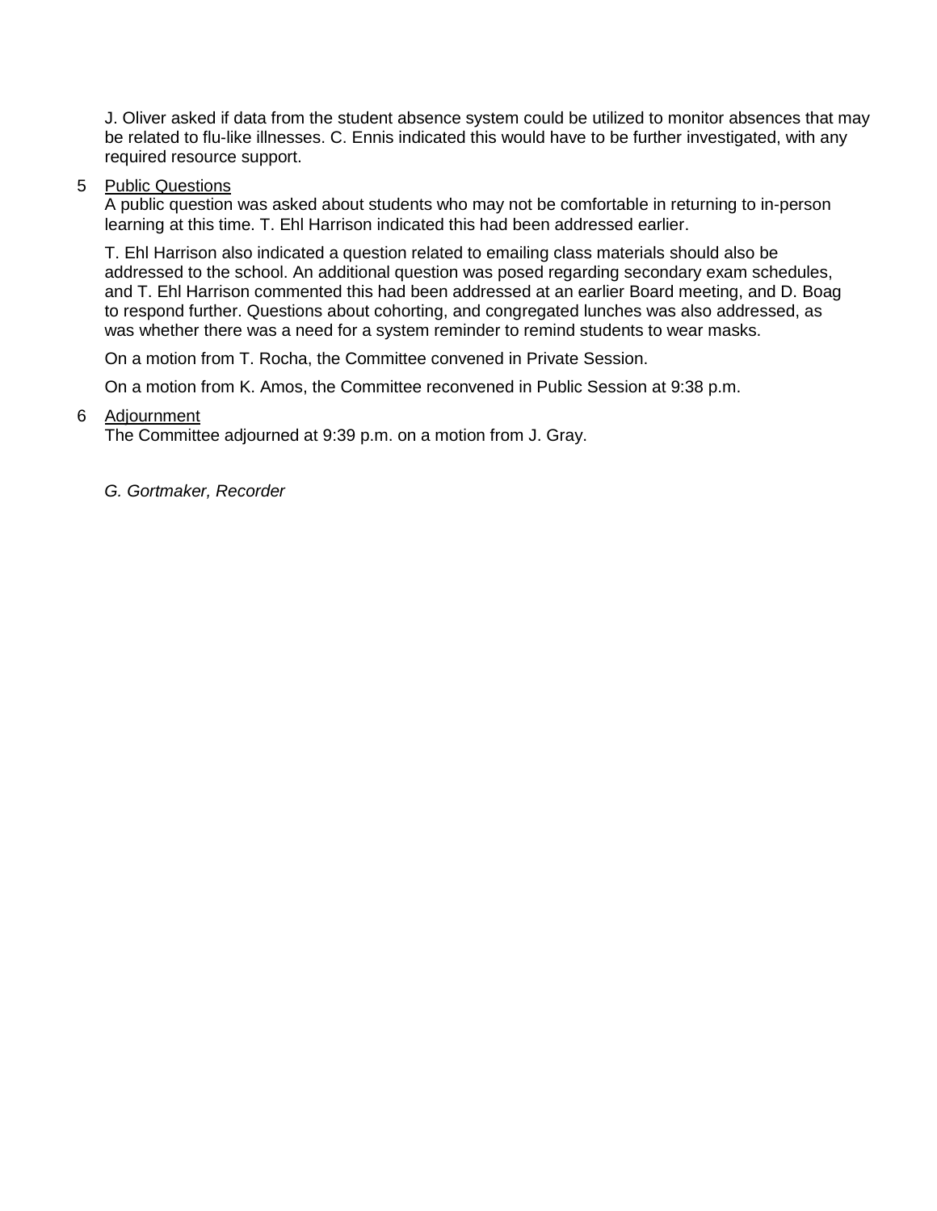J. Oliver asked if data from the student absence system could be utilized to monitor absences that may be related to flu-like illnesses. C. Ennis indicated this would have to be further investigated, with any required resource support.

5 <u>Public Questions</u>
A public question was asked about students who may not be comfortable in returning to in-person learning at this time. T. Ehl Harrison indicated this had been addressed earlier.

T. Ehl Harrison also indicated a question related to emailing class materials should also be addressed to the school. An additional question was posed regarding secondary exam schedules, and T. Ehl Harrison commented this had been addressed at an earlier Board meeting, and D. Boag to respond further. Questions about cohorting, and congregated lunches was also addressed, as was whether there was a need for a system reminder to remind students to wear masks.

On a motion from T. Rocha, the Committee convened in Private Session.

On a motion from K. Amos, the Committee reconvened in Public Session at 9:38 p.m.

6 <u>Adjournment</u>
The Committee adjourned at 9:39 p.m. on a motion from J. Gray.

*G. Gortmaker, Recorder*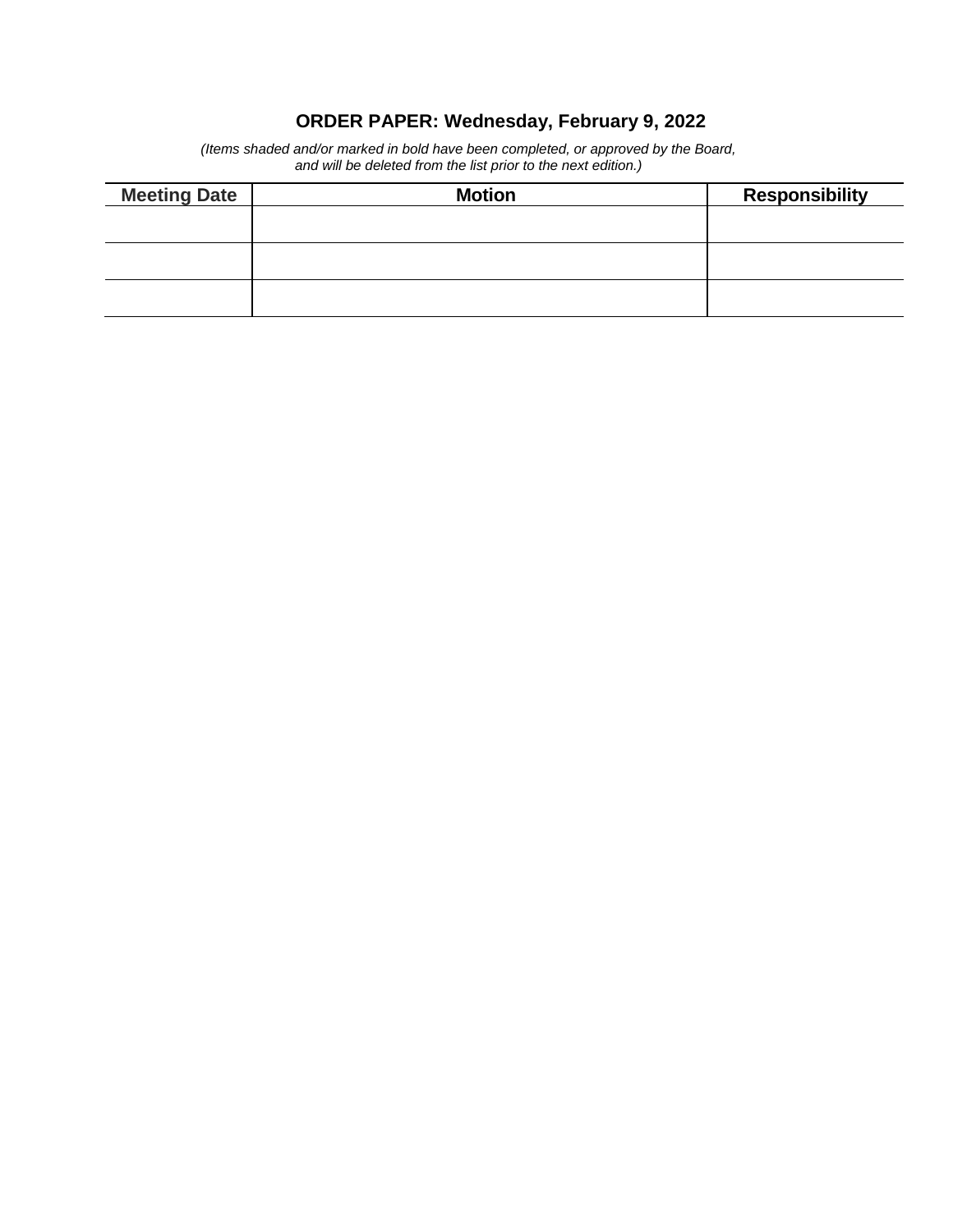## ORDER PAPER: Wednesday, February 9, 2022

*(Items shaded and/or marked in bold have been completed, or approved by the Board, and will be deleted from the list prior to the next edition.)*

| Meeting Date | Motion | Responsibility |
|---|---|---|
| | | |
| | | |
| | | |